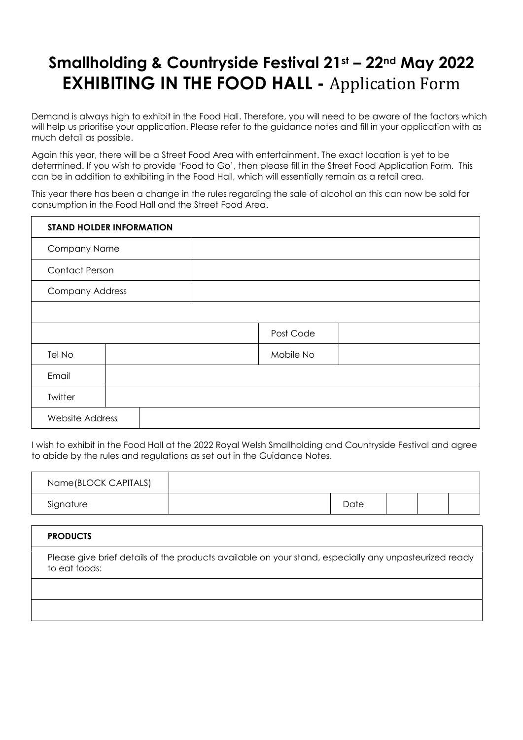# Smallholding & Countryside Festival 21st – 22nd May 2022
# EXHIBITING IN THE FOOD HALL - Application Form

Demand is always high to exhibit in the Food Hall. Therefore, you will need to be aware of the factors which will help us prioritise your application. Please refer to the guidance notes and fill in your application with as much detail as possible.

Again this year, there will be a Street Food Area with entertainment. The exact location is yet to be determined. If you wish to provide 'Food to Go', then please fill in the Street Food Application Form. This can be in addition to exhibiting in the Food Hall, which will essentially remain as a retail area.

This year there has been a change in the rules regarding the sale of alcohol an this can now be sold for consumption in the Food Hall and the Street Food Area.

| **STAND HOLDER INFORMATION** | | | |
|---|---|---|---|
| Company Name | | | |
| Contact Person | | | |
| Company Address | | | |
| | | | |
| | | Post Code | |
| Tel No | | Mobile No | |
| Email | | | |
| Twitter | | | |
| Website Address | | | |

I wish to exhibit in the Food Hall at the 2022 Royal Welsh Smallholding and Countryside Festival and agree to abide by the rules and regulations as set out in the Guidance Notes.

| Name(BLOCK CAPITALS) | | | | | |
|---|---|---|---|---|---|
| Signature | | Date | | | |

| **PRODUCTS** |
|---|
| Please give brief details of the products available on your stand, especially any unpasteurized ready to eat foods: |
| |
| |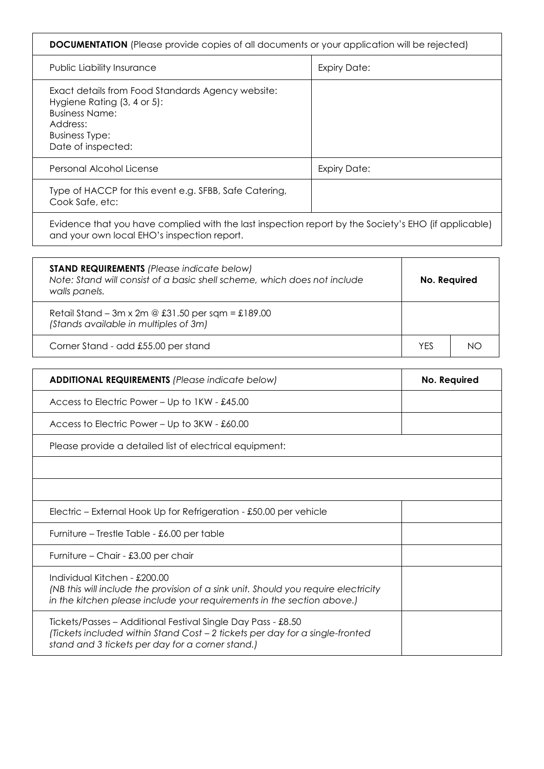| **DOCUMENTATION** (Please provide copies of all documents or your application will be rejected) | |
|---|---|
| Public Liability Insurance | Expiry Date: |
| Exact details from Food Standards Agency website:<br>Hygiene Rating (3, 4 or 5):<br>Business Name:<br>Address:<br>Business Type:<br>Date of inspected: | |
| Personal Alcohol License | Expiry Date: |
| Type of HACCP for this event e.g. SFBB, Safe Catering, Cook Safe, etc: | |
| Evidence that you have complied with the last inspection report by the Society's EHO (if applicable) and your own local EHO's inspection report. | |

| **STAND REQUIREMENTS** *(Please indicate below)*<br>*Note: Stand will consist of a basic shell scheme, which does not include walls panels.* | **No. Required** | |
|---|---|---|
| Retail Stand – 3m x 2m @ £31.50 per sqm = £189.00<br>*(Stands available in multiples of 3m)* | | |
| Corner Stand - add £55.00 per stand | YES | NO |

| **ADDITIONAL REQUIREMENTS** *(Please indicate below)* | **No. Required** |
|---|---|
| Access to Electric Power – Up to 1KW - £45.00 | |
| Access to Electric Power – Up to 3KW - £60.00 | |
| Please provide a detailed list of electrical equipment: | |
| | |
| | |
| Electric – External Hook Up for Refrigeration - £50.00 per vehicle | |
| Furniture – Trestle Table - £6.00 per table | |
| Furniture – Chair - £3.00 per chair | |
| Individual Kitchen - £200.00<br>*(NB this will include the provision of a sink unit. Should you require electricity in the kitchen please include your requirements in the section above.)* | |
| Tickets/Passes – Additional Festival Single Day Pass - £8.50<br>*(Tickets included within Stand Cost – 2 tickets per day for a single-fronted stand and 3 tickets per day for a corner stand.)* | |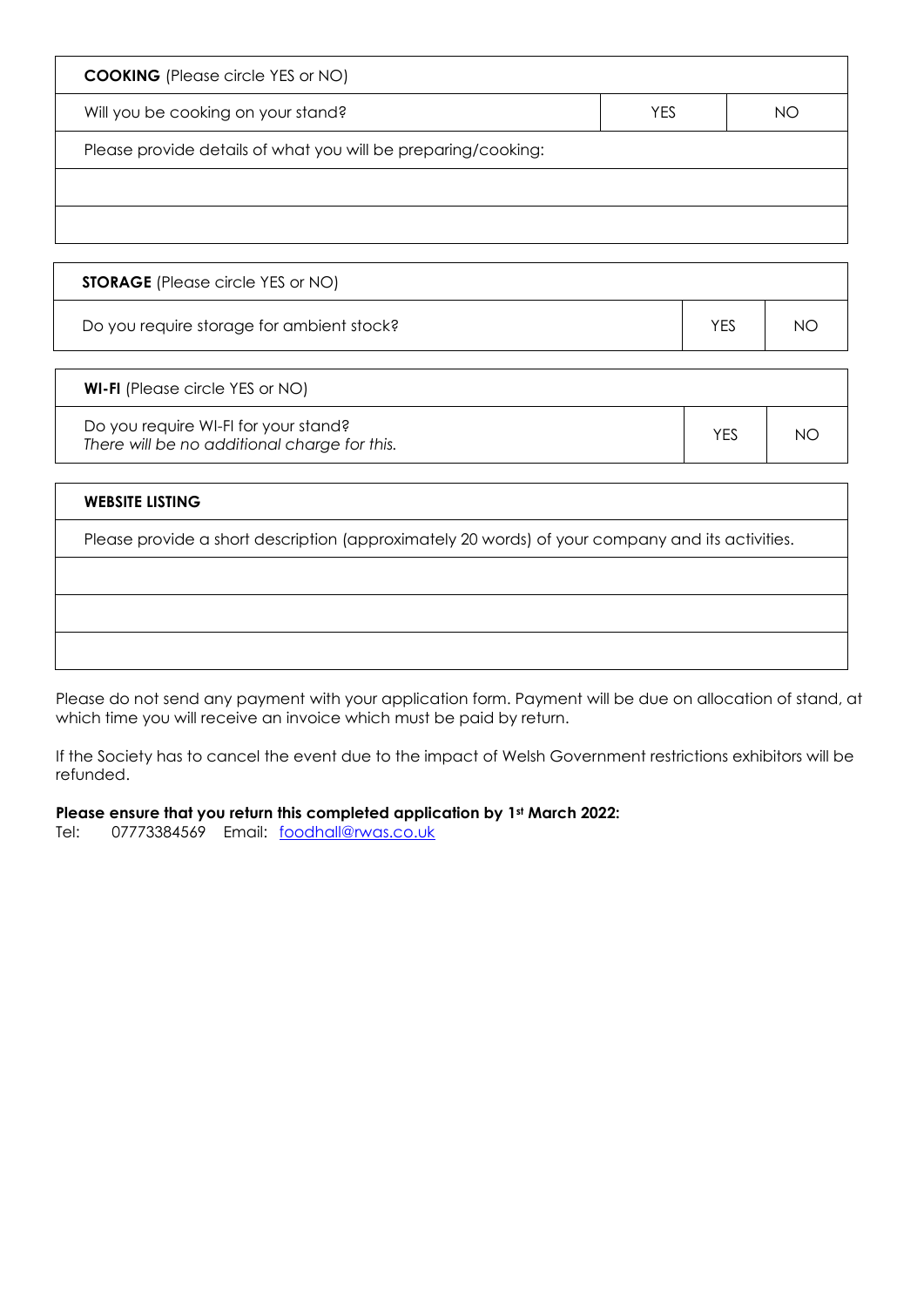| | | |
|---|---|---|
| **COOKING** (Please circle YES or NO) | | |
| Will you be cooking on your stand? | YES | NO |
| Please provide details of what you will be preparing/cooking: | | |
| | | |
| | | |

| | | |
|---|---|---|
| **STORAGE** (Please circle YES or NO) | | |
| Do you require storage for ambient stock? | YES | NO |

| | | |
|---|---|---|
| **WI-FI** (Please circle YES or NO) | | |
| Do you require WI-FI for your stand?<br>*There will be no additional charge for this.* | YES | NO |

| |
|---|
| **WEBSITE LISTING** |
| Please provide a short description (approximately 20 words) of your company and its activities. |
| |
| |
| |

Please do not send any payment with your application form. Payment will be due on allocation of stand, at which time you will receive an invoice which must be paid by return.

If the Society has to cancel the event due to the impact of Welsh Government restrictions exhibitors will be refunded.

**Please ensure that you return this completed application by 1st March 2022:**
Tel: 07773384569 Email: foodhall@rwas.co.uk